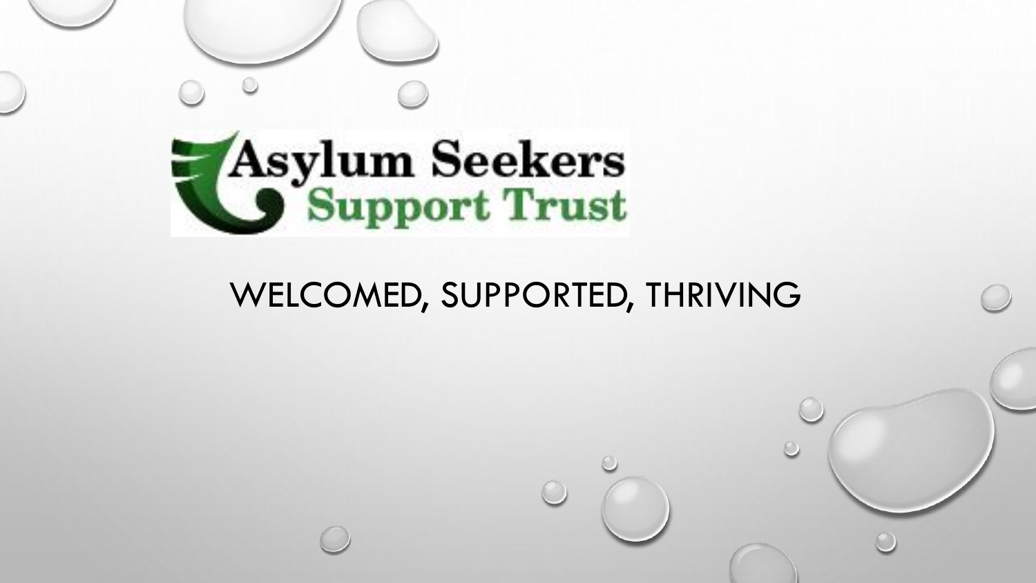# Asylum Seekers Support Trust

WELCOMED, SUPPORTED, THRIVING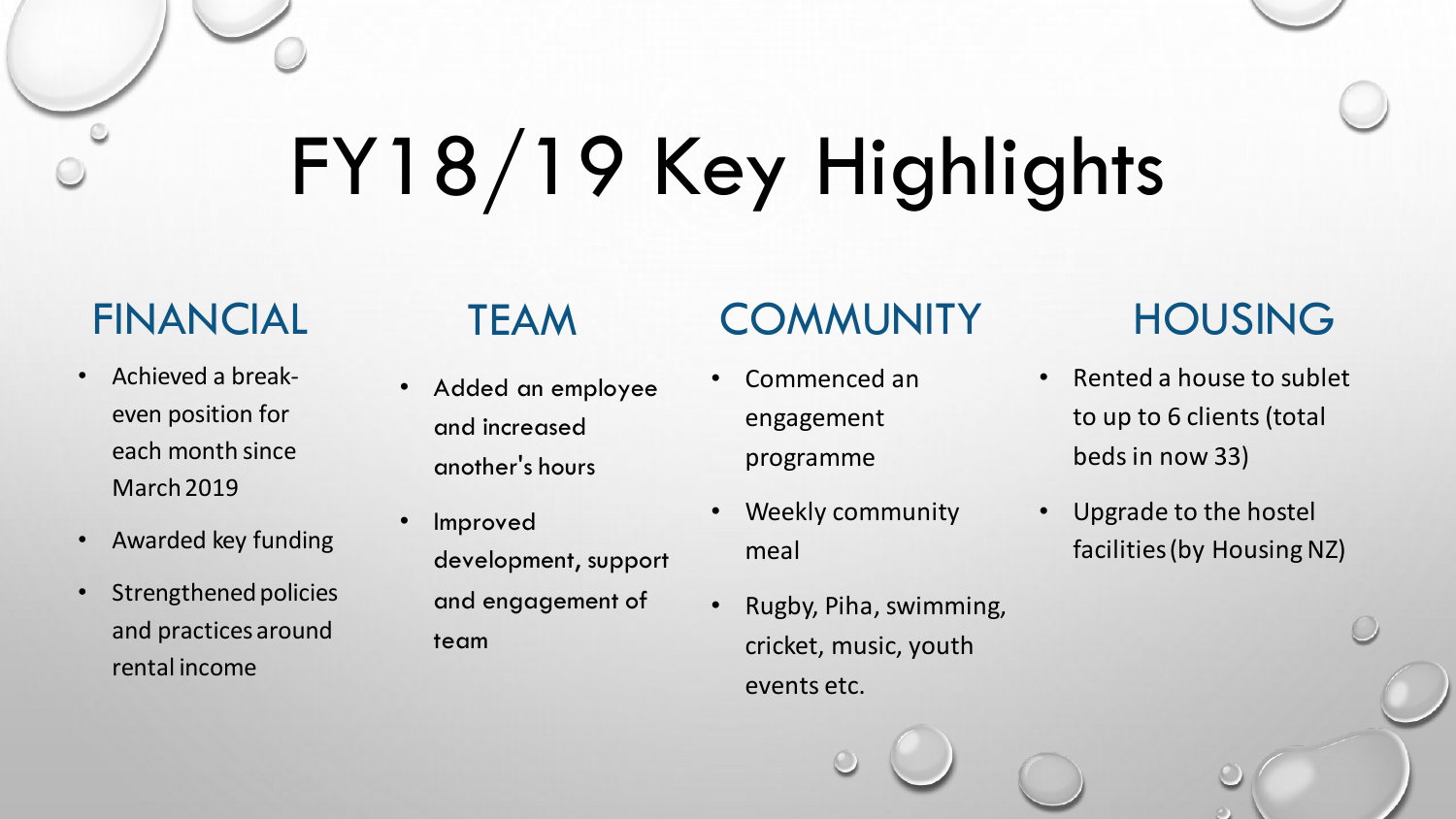# FY18/19 Key Highlights

## FINANCIAL

- Achieved a break-even position for each month since March 2019
- Awarded key funding
- Strengthened policies and practices around rental income

## TEAM

- Added an employee and increased another's hours
- Improved development, support and engagement of team

## COMMUNITY

- Commenced an engagement programme
- Weekly community meal
- Rugby, Piha, swimming, cricket, music, youth events etc.

## HOUSING

- Rented a house to sublet to up to 6 clients (total beds in now 33)
- Upgrade to the hostel facilities (by Housing NZ)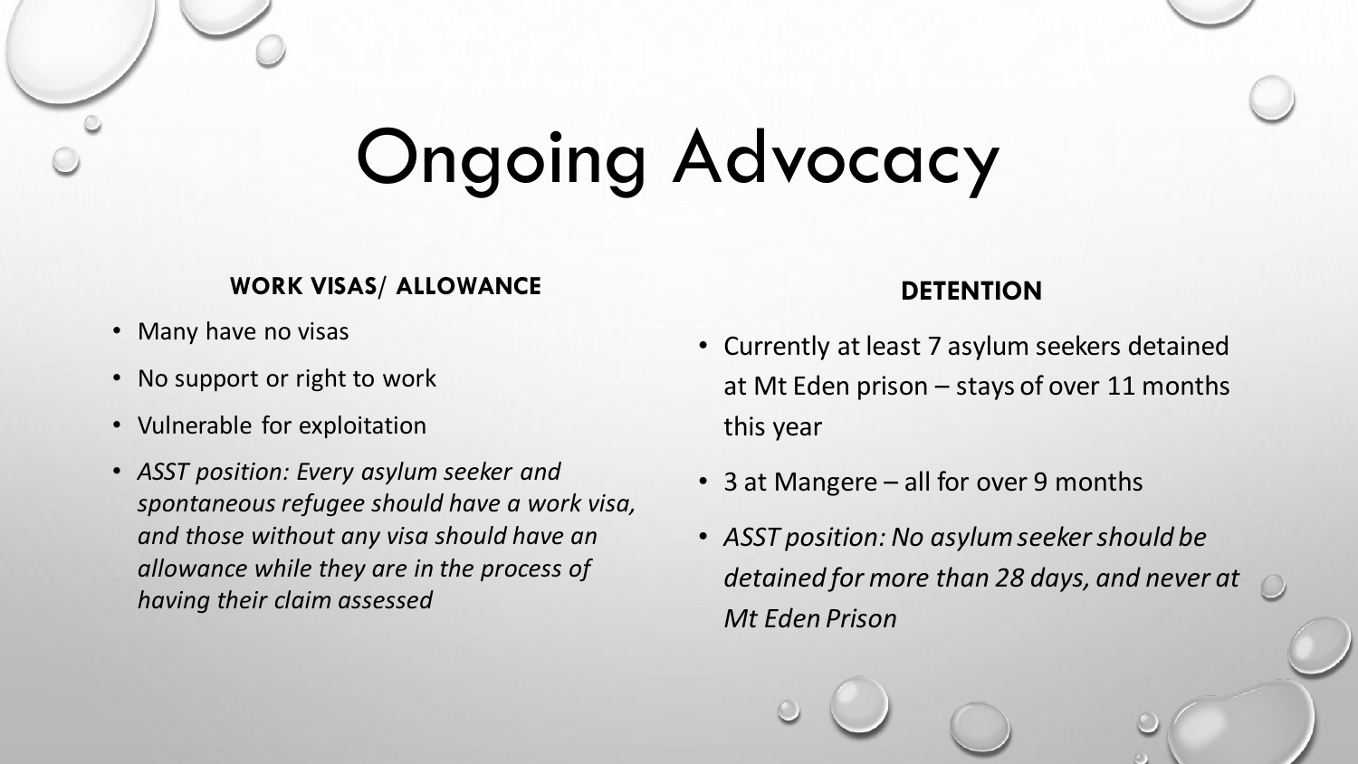# Ongoing Advocacy

## WORK VISAS/ ALLOWANCE

- Many have no visas
- No support or right to work
- Vulnerable for exploitation
- *ASST position: Every asylum seeker and spontaneous refugee should have a work visa, and those without any visa should have an allowance while they are in the process of having their claim assessed*

## DETENTION

- Currently at least 7 asylum seekers detained at Mt Eden prison – stays of over 11 months this year
- 3 at Mangere – all for over 9 months
- *ASST position: No asylum seeker should be detained for more than 28 days, and never at Mt Eden Prison*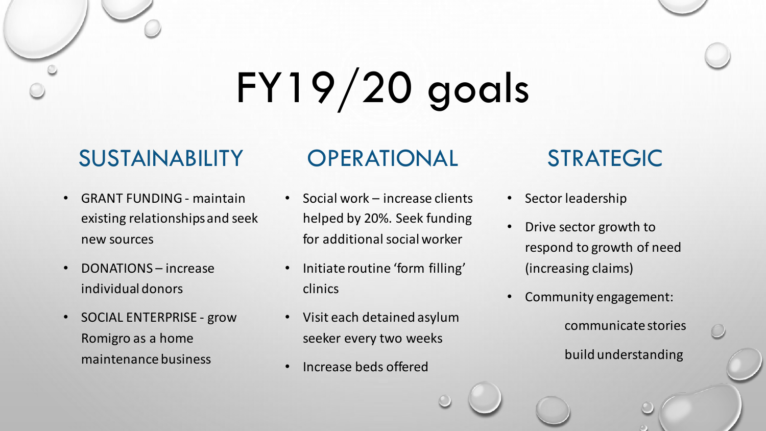# FY19/20 goals

## SUSTAINABILITY

- GRANT FUNDING - maintain existing relationships and seek new sources
- DONATIONS – increase individual donors
- SOCIAL ENTERPRISE - grow Romigro as a home maintenance business

## OPERATIONAL

- Social work – increase clients helped by 20%. Seek funding for additional social worker
- Initiate routine 'form filling' clinics
- Visit each detained asylum seeker every two weeks
- Increase beds offered

## STRATEGIC

- Sector leadership
- Drive sector growth to respond to growth of need (increasing claims)
- Community engagement:
  - communicate stories
  - build understanding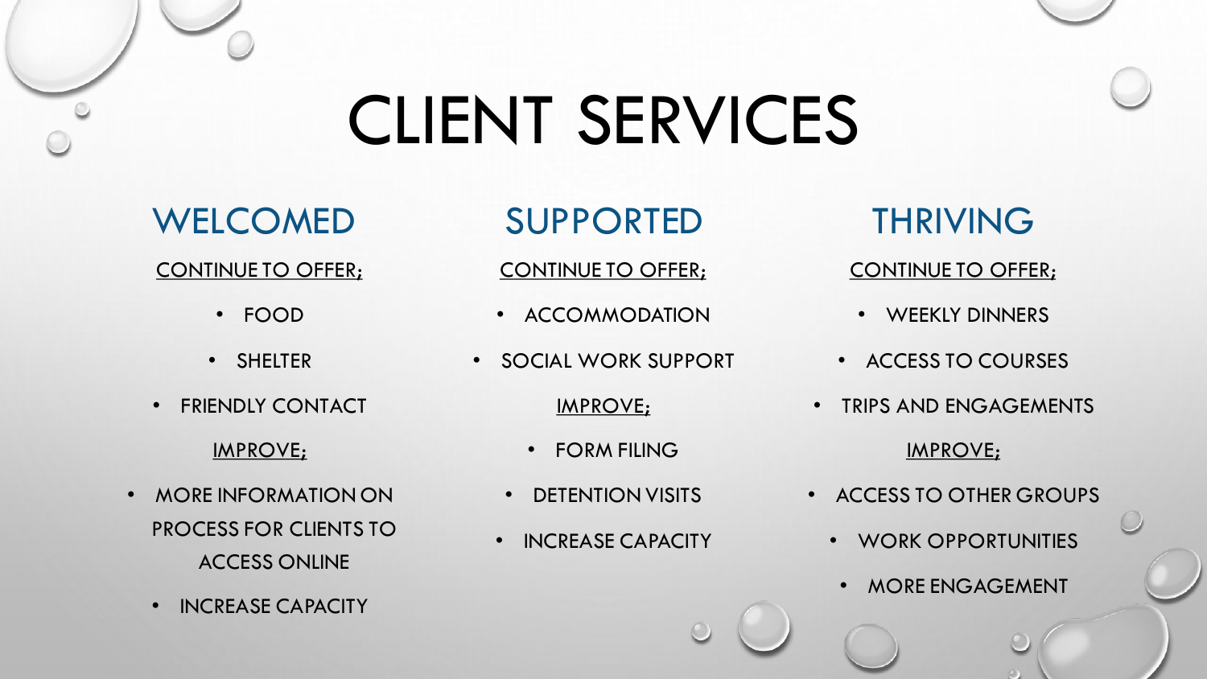# CLIENT SERVICES

## WELCOMED

CONTINUE TO OFFER;

- FOOD
- SHELTER
- FRIENDLY CONTACT

IMPROVE;

- MORE INFORMATION ON PROCESS FOR CLIENTS TO ACCESS ONLINE
- INCREASE CAPACITY

## SUPPORTED

CONTINUE TO OFFER;

- ACCOMMODATION
- SOCIAL WORK SUPPORT

IMPROVE;

- FORM FILING
- DETENTION VISITS
- INCREASE CAPACITY

## THRIVING

CONTINUE TO OFFER;

- WEEKLY DINNERS
- ACCESS TO COURSES
- TRIPS AND ENGAGEMENTS

IMPROVE;

- ACCESS TO OTHER GROUPS
- WORK OPPORTUNITIES
- MORE ENGAGEMENT